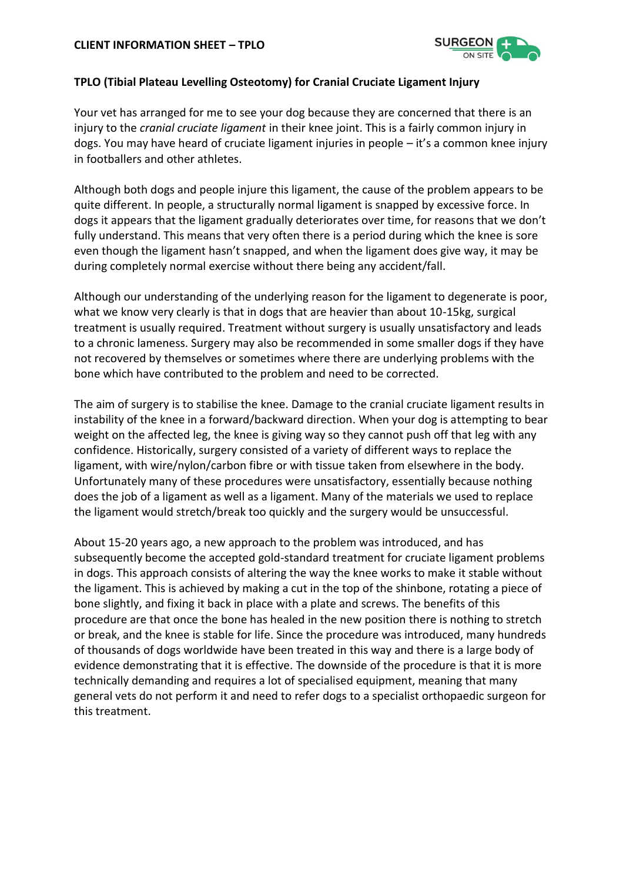# CLIENT INFORMATION SHEET – TPLO

## TPLO (Tibial Plateau Levelling Osteotomy) for Cranial Cruciate Ligament Injury

Your vet has arranged for me to see your dog because they are concerned that there is an injury to the *cranial cruciate ligament* in their knee joint. This is a fairly common injury in dogs. You may have heard of cruciate ligament injuries in people – it's a common knee injury in footballers and other athletes.

Although both dogs and people injure this ligament, the cause of the problem appears to be quite different. In people, a structurally normal ligament is snapped by excessive force. In dogs it appears that the ligament gradually deteriorates over time, for reasons that we don't fully understand. This means that very often there is a period during which the knee is sore even though the ligament hasn't snapped, and when the ligament does give way, it may be during completely normal exercise without there being any accident/fall.

Although our understanding of the underlying reason for the ligament to degenerate is poor, what we know very clearly is that in dogs that are heavier than about 10-15kg, surgical treatment is usually required. Treatment without surgery is usually unsatisfactory and leads to a chronic lameness. Surgery may also be recommended in some smaller dogs if they have not recovered by themselves or sometimes where there are underlying problems with the bone which have contributed to the problem and need to be corrected.

The aim of surgery is to stabilise the knee. Damage to the cranial cruciate ligament results in instability of the knee in a forward/backward direction. When your dog is attempting to bear weight on the affected leg, the knee is giving way so they cannot push off that leg with any confidence. Historically, surgery consisted of a variety of different ways to replace the ligament, with wire/nylon/carbon fibre or with tissue taken from elsewhere in the body. Unfortunately many of these procedures were unsatisfactory, essentially because nothing does the job of a ligament as well as a ligament. Many of the materials we used to replace the ligament would stretch/break too quickly and the surgery would be unsuccessful.

About 15-20 years ago, a new approach to the problem was introduced, and has subsequently become the accepted gold-standard treatment for cruciate ligament problems in dogs. This approach consists of altering the way the knee works to make it stable without the ligament. This is achieved by making a cut in the top of the shinbone, rotating a piece of bone slightly, and fixing it back in place with a plate and screws. The benefits of this procedure are that once the bone has healed in the new position there is nothing to stretch or break, and the knee is stable for life. Since the procedure was introduced, many hundreds of thousands of dogs worldwide have been treated in this way and there is a large body of evidence demonstrating that it is effective. The downside of the procedure is that it is more technically demanding and requires a lot of specialised equipment, meaning that many general vets do not perform it and need to refer dogs to a specialist orthopaedic surgeon for this treatment.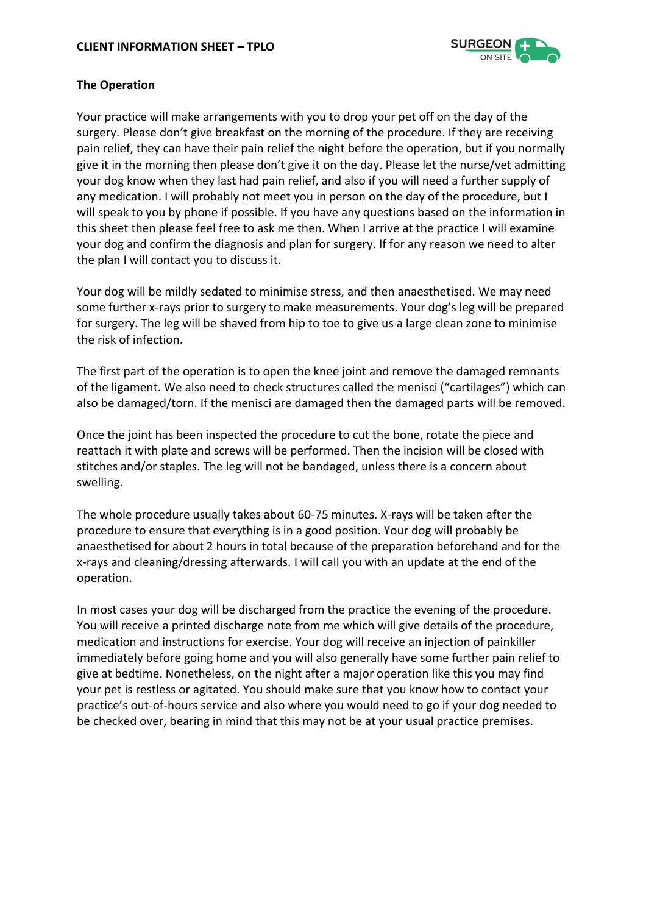## The Operation

Your practice will make arrangements with you to drop your pet off on the day of the surgery. Please don't give breakfast on the morning of the procedure. If they are receiving pain relief, they can have their pain relief the night before the operation, but if you normally give it in the morning then please don't give it on the day. Please let the nurse/vet admitting your dog know when they last had pain relief, and also if you will need a further supply of any medication. I will probably not meet you in person on the day of the procedure, but I will speak to you by phone if possible. If you have any questions based on the information in this sheet then please feel free to ask me then. When I arrive at the practice I will examine your dog and confirm the diagnosis and plan for surgery. If for any reason we need to alter the plan I will contact you to discuss it.

Your dog will be mildly sedated to minimise stress, and then anaesthetised. We may need some further x-rays prior to surgery to make measurements. Your dog's leg will be prepared for surgery. The leg will be shaved from hip to toe to give us a large clean zone to minimise the risk of infection.

The first part of the operation is to open the knee joint and remove the damaged remnants of the ligament. We also need to check structures called the menisci ("cartilages") which can also be damaged/torn. If the menisci are damaged then the damaged parts will be removed.

Once the joint has been inspected the procedure to cut the bone, rotate the piece and reattach it with plate and screws will be performed. Then the incision will be closed with stitches and/or staples. The leg will not be bandaged, unless there is a concern about swelling.

The whole procedure usually takes about 60-75 minutes. X-rays will be taken after the procedure to ensure that everything is in a good position. Your dog will probably be anaesthetised for about 2 hours in total because of the preparation beforehand and for the x-rays and cleaning/dressing afterwards. I will call you with an update at the end of the operation.

In most cases your dog will be discharged from the practice the evening of the procedure. You will receive a printed discharge note from me which will give details of the procedure, medication and instructions for exercise. Your dog will receive an injection of painkiller immediately before going home and you will also generally have some further pain relief to give at bedtime. Nonetheless, on the night after a major operation like this you may find your pet is restless or agitated. You should make sure that you know how to contact your practice's out-of-hours service and also where you would need to go if your dog needed to be checked over, bearing in mind that this may not be at your usual practice premises.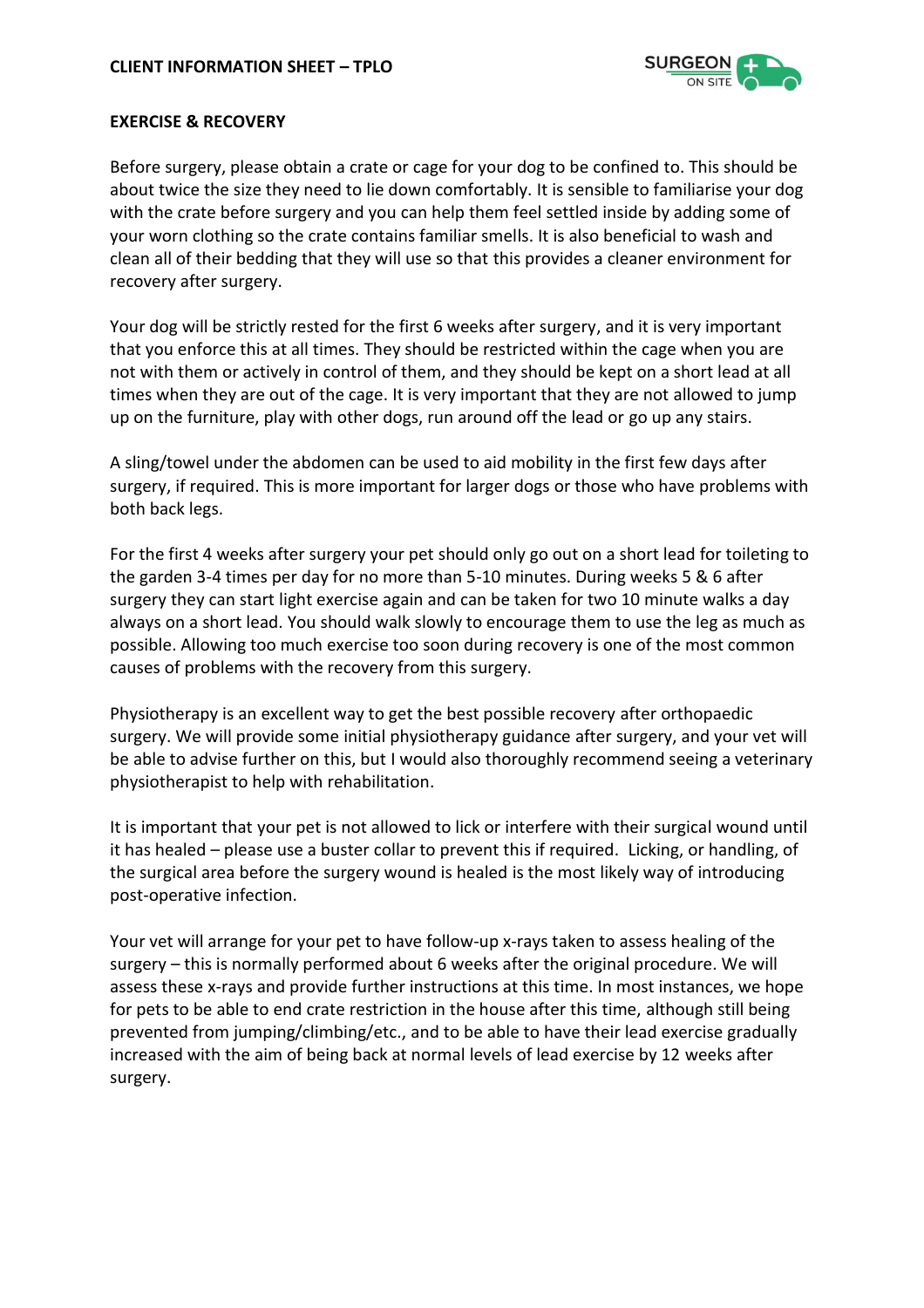## EXERCISE & RECOVERY

Before surgery, please obtain a crate or cage for your dog to be confined to. This should be about twice the size they need to lie down comfortably. It is sensible to familiarise your dog with the crate before surgery and you can help them feel settled inside by adding some of your worn clothing so the crate contains familiar smells. It is also beneficial to wash and clean all of their bedding that they will use so that this provides a cleaner environment for recovery after surgery.

Your dog will be strictly rested for the first 6 weeks after surgery, and it is very important that you enforce this at all times. They should be restricted within the cage when you are not with them or actively in control of them, and they should be kept on a short lead at all times when they are out of the cage. It is very important that they are not allowed to jump up on the furniture, play with other dogs, run around off the lead or go up any stairs.

A sling/towel under the abdomen can be used to aid mobility in the first few days after surgery, if required. This is more important for larger dogs or those who have problems with both back legs.

For the first 4 weeks after surgery your pet should only go out on a short lead for toileting to the garden 3-4 times per day for no more than 5-10 minutes. During weeks 5 & 6 after surgery they can start light exercise again and can be taken for two 10 minute walks a day always on a short lead. You should walk slowly to encourage them to use the leg as much as possible. Allowing too much exercise too soon during recovery is one of the most common causes of problems with the recovery from this surgery.

Physiotherapy is an excellent way to get the best possible recovery after orthopaedic surgery. We will provide some initial physiotherapy guidance after surgery, and your vet will be able to advise further on this, but I would also thoroughly recommend seeing a veterinary physiotherapist to help with rehabilitation.

It is important that your pet is not allowed to lick or interfere with their surgical wound until it has healed – please use a buster collar to prevent this if required. Licking, or handling, of the surgical area before the surgery wound is healed is the most likely way of introducing post-operative infection.

Your vet will arrange for your pet to have follow-up x-rays taken to assess healing of the surgery – this is normally performed about 6 weeks after the original procedure. We will assess these x-rays and provide further instructions at this time. In most instances, we hope for pets to be able to end crate restriction in the house after this time, although still being prevented from jumping/climbing/etc., and to be able to have their lead exercise gradually increased with the aim of being back at normal levels of lead exercise by 12 weeks after surgery.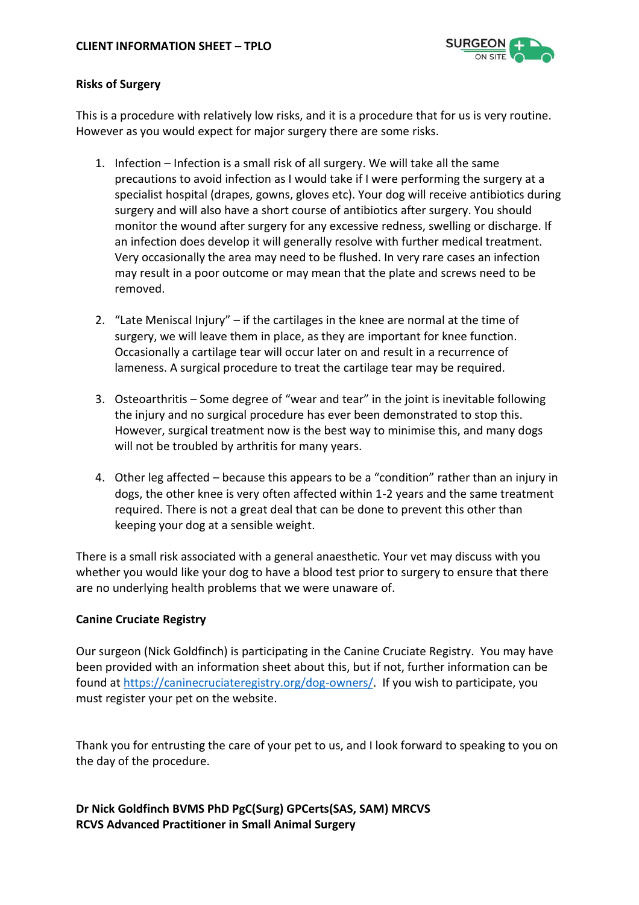**Risks of Surgery**

This is a procedure with relatively low risks, and it is a procedure that for us is very routine. However as you would expect for major surgery there are some risks.

1. Infection – Infection is a small risk of all surgery. We will take all the same precautions to avoid infection as I would take if I were performing the surgery at a specialist hospital (drapes, gowns, gloves etc). Your dog will receive antibiotics during surgery and will also have a short course of antibiotics after surgery. You should monitor the wound after surgery for any excessive redness, swelling or discharge. If an infection does develop it will generally resolve with further medical treatment. Very occasionally the area may need to be flushed. In very rare cases an infection may result in a poor outcome or may mean that the plate and screws need to be removed.

2. "Late Meniscal Injury" – if the cartilages in the knee are normal at the time of surgery, we will leave them in place, as they are important for knee function. Occasionally a cartilage tear will occur later on and result in a recurrence of lameness. A surgical procedure to treat the cartilage tear may be required.

3. Osteoarthritis – Some degree of "wear and tear" in the joint is inevitable following the injury and no surgical procedure has ever been demonstrated to stop this. However, surgical treatment now is the best way to minimise this, and many dogs will not be troubled by arthritis for many years.

4. Other leg affected – because this appears to be a "condition" rather than an injury in dogs, the other knee is very often affected within 1-2 years and the same treatment required. There is not a great deal that can be done to prevent this other than keeping your dog at a sensible weight.

There is a small risk associated with a general anaesthetic. Your vet may discuss with you whether you would like your dog to have a blood test prior to surgery to ensure that there are no underlying health problems that we were unaware of.

**Canine Cruciate Registry**

Our surgeon (Nick Goldfinch) is participating in the Canine Cruciate Registry. You may have been provided with an information sheet about this, but if not, further information can be found at [https://caninecruciateregistry.org/dog-owners/](https://caninecruciateregistry.org/dog-owners/). If you wish to participate, you must register your pet on the website.

Thank you for entrusting the care of your pet to us, and I look forward to speaking to you on the day of the procedure.

**Dr Nick Goldfinch BVMS PhD PgC(Surg) GPCerts(SAS, SAM) MRCVS**
**RCVS Advanced Practitioner in Small Animal Surgery**